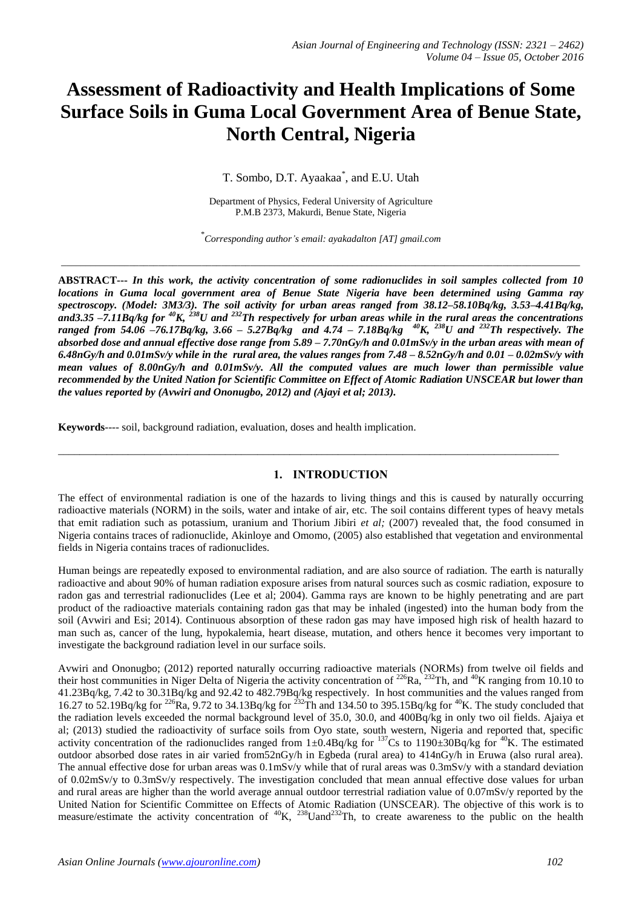# Assessment of Radioactivity and Health Implications of Some Surface Soils in Guma Local Government Area of Benue State, North Central, Nigeria

T. Sombo, D.T. Ayaakaa*, and E.U. Utah

Department of Physics, Federal University of Agriculture
P.M.B 2373, Makurdi, Benue State, Nigeria

*Corresponding author's email: ayakadalton [AT] gmail.com

---

**ABSTRACT---** ***In this work, the activity concentration of some radionuclides in soil samples collected from 10 locations in Guma local government area of Benue State Nigeria have been determined using Gamma ray spectroscopy. (Model: 3M3/3). The soil activity for urban areas ranged from 38.12–58.10Bq/kg, 3.53–4.41Bq/kg, and3.35 –7.11Bq/kg for $^{40}K$, $^{238}U$ and $^{232}Th$ respectively for urban areas while in the rural areas the concentrations ranged from 54.06 –76.17Bq/kg, 3.66 – 5.27Bq/kg and 4.74 – 7.18Bq/kg $^{40}K$, $^{238}U$ and $^{232}Th$ respectively. The absorbed dose and annual effective dose range from 5.89 – 7.70nGy/h and 0.01mSv/y in the urban areas with mean of 6.48nGy/h and 0.01mSv/y while in the rural area, the values ranges from 7.48 – 8.52nGy/h and 0.01 – 0.02mSv/y with mean values of 8.00nGy/h and 0.01mSv/y. All the computed values are much lower than permissible value recommended by the United Nation for Scientific Committee on Effect of Atomic Radiation UNSCEAR but lower than the values reported by (Avwiri and Ononugbo, 2012) and (Ajayi et al; 2013).***

**Keywords**---- soil, background radiation, evaluation, doses and health implication.

---

## 1. INTRODUCTION

The effect of environmental radiation is one of the hazards to living things and this is caused by naturally occurring radioactive materials (NORM) in the soils, water and intake of air, etc. The soil contains different types of heavy metals that emit radiation such as potassium, uranium and Thorium Jibiri *et al;* (2007) revealed that, the food consumed in Nigeria contains traces of radionuclide, Akinloye and Omomo, (2005) also established that vegetation and environmental fields in Nigeria contains traces of radionuclides.

Human beings are repeatedly exposed to environmental radiation, and are also source of radiation. The earth is naturally radioactive and about 90% of human radiation exposure arises from natural sources such as cosmic radiation, exposure to radon gas and terrestrial radionuclides (Lee et al; 2004). Gamma rays are known to be highly penetrating and are part product of the radioactive materials containing radon gas that may be inhaled (ingested) into the human body from the soil (Avwiri and Esi; 2014). Continuous absorption of these radon gas may have imposed high risk of health hazard to man such as, cancer of the lung, hypokalemia, heart disease, mutation, and others hence it becomes very important to investigate the background radiation level in our surface soils.

Avwiri and Ononugbo; (2012) reported naturally occurring radioactive materials (NORMs) from twelve oil fields and their host communities in Niger Delta of Nigeria the activity concentration of $^{226}Ra$, $^{232}Th$, and $^{40}K$ ranging from 10.10 to 41.23Bq/kg, 7.42 to 30.31Bq/kg and 92.42 to 482.79Bq/kg respectively. In host communities and the values ranged from 16.27 to 52.19Bq/kg for $^{226}Ra$, 9.72 to 34.13Bq/kg for $^{232}Th$ and 134.50 to 395.15Bq/kg for $^{40}K$. The study concluded that the radiation levels exceeded the normal background level of 35.0, 30.0, and 400Bq/kg in only two oil fields. Ajaiya et al; (2013) studied the radioactivity of surface soils from Oyo state, south western, Nigeria and reported that, specific activity concentration of the radionuclides ranged from 1±0.4Bq/kg for $^{137}Cs$ to 1190±30Bq/kg for $^{40}K$. The estimated outdoor absorbed dose rates in air varied from52nGy/h in Egbeda (rural area) to 414nGy/h in Eruwa (also rural area). The annual effective dose for urban areas was 0.1mSv/y while that of rural areas was 0.3mSv/y with a standard deviation of 0.02mSv/y to 0.3mSv/y respectively. The investigation concluded that mean annual effective dose values for urban and rural areas are higher than the world average annual outdoor terrestrial radiation value of 0.07mSv/y reported by the United Nation for Scientific Committee on Effects of Atomic Radiation (UNSCEAR). The objective of this work is to measure/estimate the activity concentration of $^{40}K$, $^{238}U$and$^{232}Th$, to create awareness to the public on the health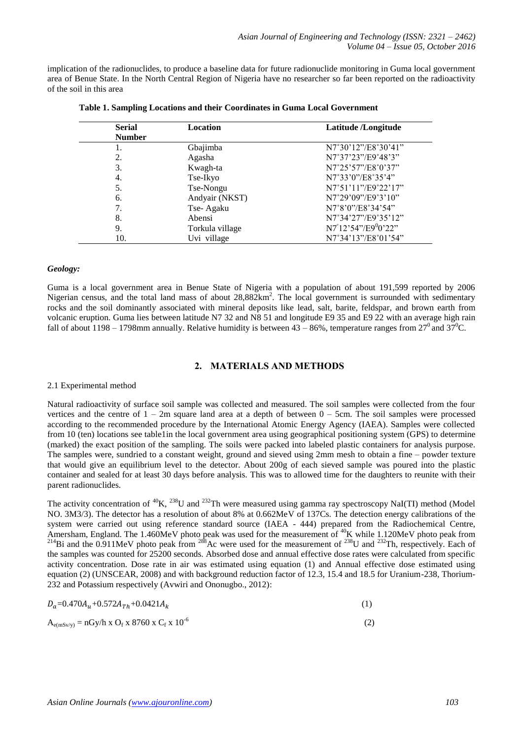implication of the radionuclides, to produce a baseline data for future radionuclide monitoring in Guma local government area of Benue State. In the North Central Region of Nigeria have no researcher so far been reported on the radioactivity of the soil in this area

**Table 1. Sampling Locations and their Coordinates in Guma Local Government**

| Serial Number | Location | Latitude /Longitude |
|---|---|---|
| 1. | Gbajimba | N7˚30'12"/E8˚30'41" |
| 2. | Agasha | N7˚37'23"/E9˚48'3" |
| 3. | Kwagh-ta | N7˚25'57"/E8˚0'37" |
| 4. | Tse-Ikyo | N7˚33'0"/E8˚35'4" |
| 5. | Tse-Nongu | N7˚51'11"/E9˚22'17" |
| 6. | Andyair (NKST) | N7˚29'09"/E9˚3'10" |
| 7. | Tse- Agaku | N7˚8'0"/E8˚34'54" |
| 8. | Abensi | N7˚34'27"/E9˚35'12" |
| 9. | Torkula village | N7˚12'54"/E9$^0$0'22" |
| 10. | Uvi village | N7˚34'13"/E8˚01'54" |

### *Geology:*

Guma is a local government area in Benue State of Nigeria with a population of about 191,599 reported by 2006 Nigerian census, and the total land mass of about 28,882km$^2$. The local government is surrounded with sedimentary rocks and the soil dominantly associated with mineral deposits like lead, salt, barite, feldspar, and brown earth from volcanic eruption. Guma lies between latitude N7 32 and N8 51 and longitude E9 35 and E9 22 with an average high rain fall of about 1198 – 1798mm annually. Relative humidity is between 43 – 86%, temperature ranges from 27$^0$ and 37$^0$C.

## 2. MATERIALS AND METHODS

2.1 Experimental method

Natural radioactivity of surface soil sample was collected and measured. The soil samples were collected from the four vertices and the centre of 1 – 2m square land area at a depth of between 0 – 5cm. The soil samples were processed according to the recommended procedure by the International Atomic Energy Agency (IAEA). Samples were collected from 10 (ten) locations see table1in the local government area using geographical positioning system (GPS) to determine (marked) the exact position of the sampling. The soils were packed into labeled plastic containers for analysis purpose. The samples were, sundried to a constant weight, ground and sieved using 2mm mesh to obtain a fine – powder texture that would give an equilibrium level to the detector. About 200g of each sieved sample was poured into the plastic container and sealed for at least 30 days before analysis. This was to allowed time for the daughters to reunite with their parent radionuclides.

The activity concentration of $^{40}$K, $^{238}$U and $^{232}$Th were measured using gamma ray spectroscopy NaI(TI) method (Model NO. 3M3/3). The detector has a resolution of about 8% at 0.662MeV of 137Cs. The detection energy calibrations of the system were carried out using reference standard source (IAEA - 444) prepared from the Radiochemical Centre, Amersham, England. The 1.460MeV photo peak was used for the measurement of $^{40}$K while 1.120MeV photo peak from $^{214}$Bi and the 0.911MeV photo peak from $^{288}$Ac were used for the measurement of $^{238}$U and $^{232}$Th, respectively. Each of the samples was counted for 25200 seconds. Absorbed dose and annual effective dose rates were calculated from specific activity concentration. Dose rate in air was estimated using equation (1) and Annual effective dose estimated using equation (2) (UNSCEAR, 2008) and with background reduction factor of 12.3, 15.4 and 18.5 for Uranium-238, Thorium-232 and Potassium respectively (Avwiri and Ononugbo., 2012):

$$D_a=0.470A_u+0.572A_{Th}+0.0421A_k \quad (1)$$

$$A_{e(mSv/y)} = nGy/h \times O_f \times 8760 \times C_f \times 10^{-6} \quad (2)$$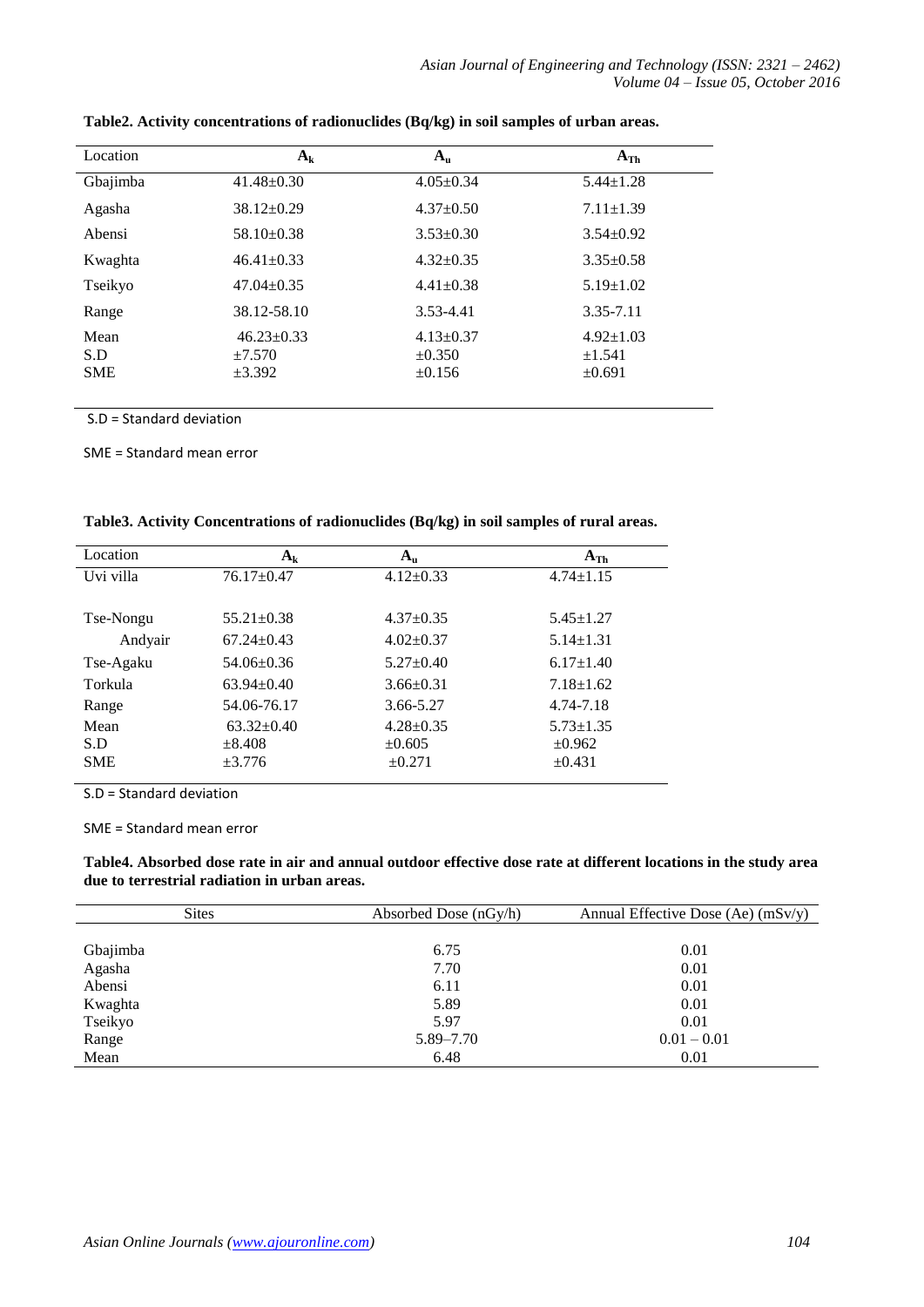**Table2. Activity concentrations of radionuclides (Bq/kg) in soil samples of urban areas.**

| Location | $A_k$ | $A_u$ | $A_{Th}$ |
|---|---|---|---|
| Gbajimba | 41.48±0.30 | 4.05±0.34 | 5.44±1.28 |
| Agasha | 38.12±0.29 | 4.37±0.50 | 7.11±1.39 |
| Abensi | 58.10±0.38 | 3.53±0.30 | 3.54±0.92 |
| Kwaghta | 46.41±0.33 | 4.32±0.35 | 3.35±0.58 |
| Tseikyo | 47.04±0.35 | 4.41±0.38 | 5.19±1.02 |
| Range | 38.12-58.10 | 3.53-4.41 | 3.35-7.11 |
| Mean | 46.23±0.33 | 4.13±0.37 | 4.92±1.03 |
| S.D | ±7.570 | ±0.350 | ±1.541 |
| SME | ±3.392 | ±0.156 | ±0.691 |

S.D = Standard deviation

SME = Standard mean error

**Table3. Activity Concentrations of radionuclides (Bq/kg) in soil samples of rural areas.**

| Location | $A_k$ | $A_u$ | $A_{Th}$ |
|---|---|---|---|
| Uvi villa | 76.17±0.47 | 4.12±0.33 | 4.74±1.15 |
| Tse-Nongu | 55.21±0.38 | 4.37±0.35 | 5.45±1.27 |
| Andyair | 67.24±0.43 | 4.02±0.37 | 5.14±1.31 |
| Tse-Agaku | 54.06±0.36 | 5.27±0.40 | 6.17±1.40 |
| Torkula | 63.94±0.40 | 3.66±0.31 | 7.18±1.62 |
| Range | 54.06-76.17 | 3.66-5.27 | 4.74-7.18 |
| Mean | 63.32±0.40 | 4.28±0.35 | 5.73±1.35 |
| S.D | ±8.408 | ±0.605 | ±0.962 |
| SME | ±3.776 | ±0.271 | ±0.431 |

S.D = Standard deviation

SME = Standard mean error

**Table4. Absorbed dose rate in air and annual outdoor effective dose rate at different locations in the study area due to terrestrial radiation in urban areas.**

| Sites | Absorbed Dose (nGy/h) | Annual Effective Dose (Ae) (mSv/y) |
|---|---|---|
| Gbajimba | 6.75 | 0.01 |
| Agasha | 7.70 | 0.01 |
| Abensi | 6.11 | 0.01 |
| Kwaghta | 5.89 | 0.01 |
| Tseikyo | 5.97 | 0.01 |
| Range | 5.89–7.70 | 0.01 – 0.01 |
| Mean | 6.48 | 0.01 |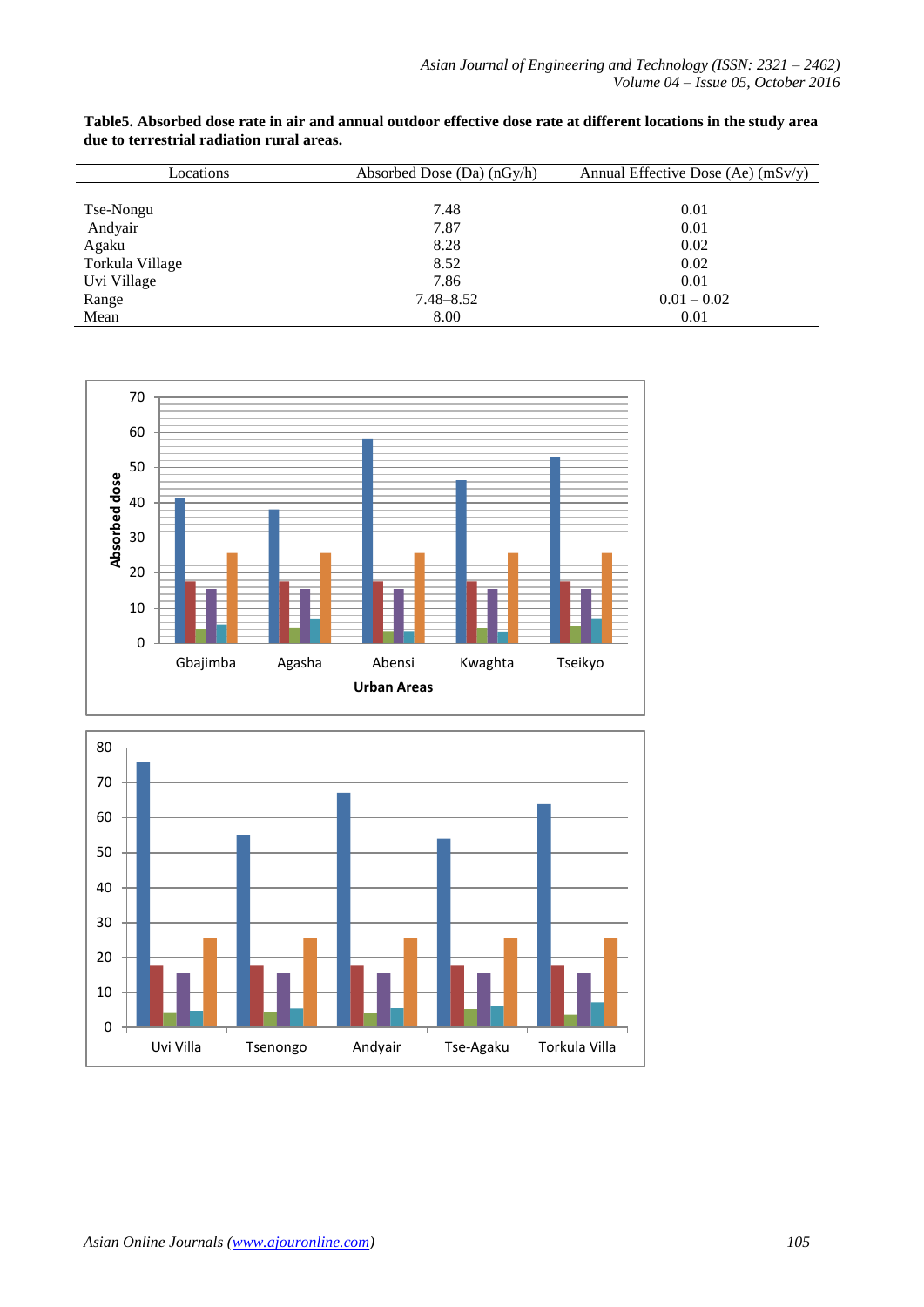**Table5. Absorbed dose rate in air and annual outdoor effective dose rate at different locations in the study area due to terrestrial radiation rural areas.**

| Locations | Absorbed Dose (Da) (nGy/h) | Annual Effective Dose (Ae) (mSv/y) |
|---|---|---|
| Tse-Nongu | 7.48 | 0.01 |
| Andyair | 7.87 | 0.01 |
| Agaku | 8.28 | 0.02 |
| Torkula Village | 8.52 | 0.02 |
| Uvi Village | 7.86 | 0.01 |
| Range | 7.48–8.52 | 0.01 – 0.02 |
| Mean | 8.00 | 0.01 |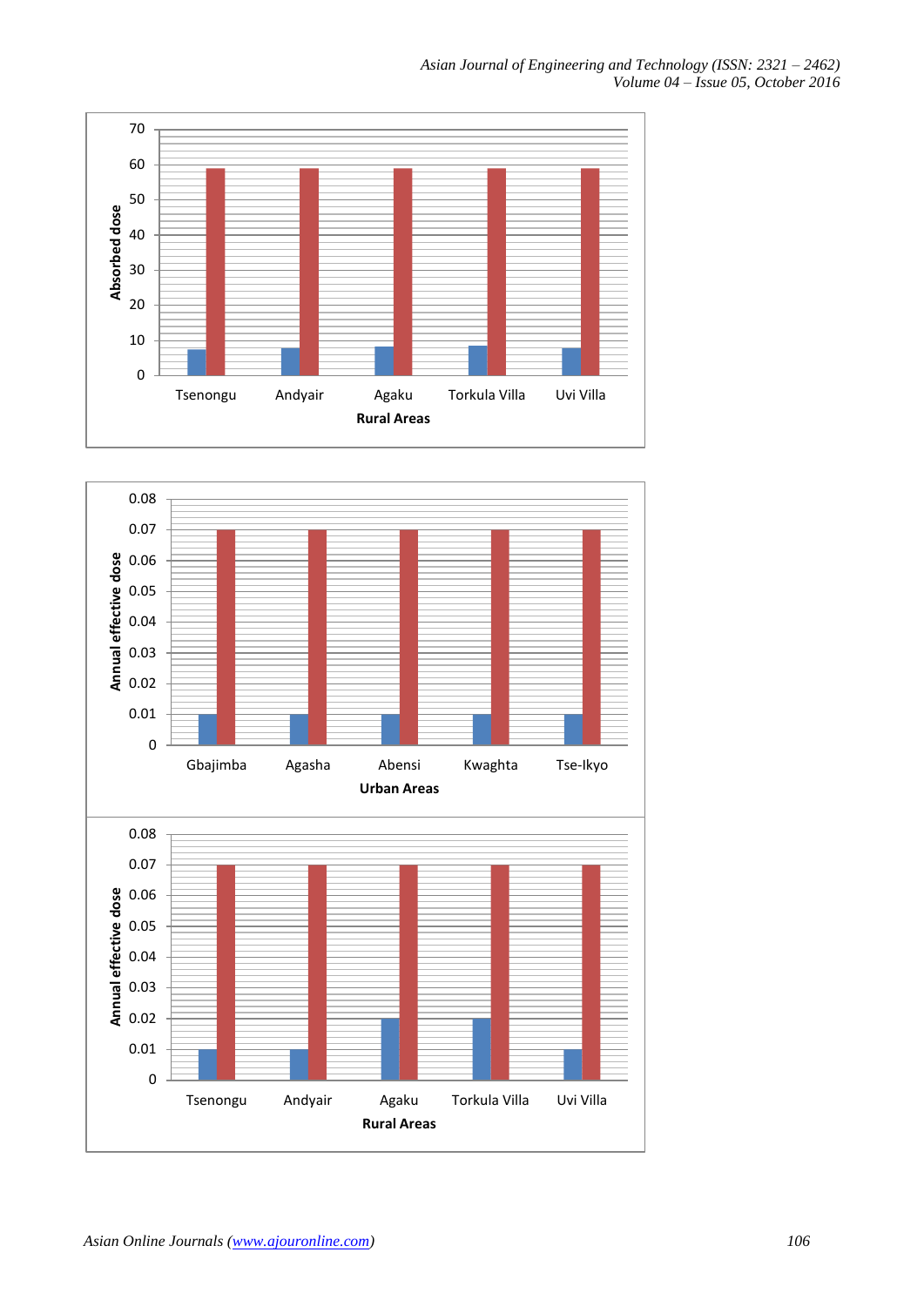Absorbed dose

70
60
50
40
30
20
10
0

Tsenongu | Andyair | Agaku | Torkula Villa | Uvi Villa

**Rural Areas**

Annual effective dose

0.08
0.07
0.06
0.05
0.04
0.03
0.02
0.01
0

Gbajimba | Agasha | Abensi | Kwaghta | Tse-Ikyo

**Urban Areas**

Annual effective dose

0.08
0.07
0.06
0.05
0.04
0.03
0.02
0.01
0

Tsenongu | Andyair | Agaku | Torkula Villa | Uvi Villa

**Rural Areas**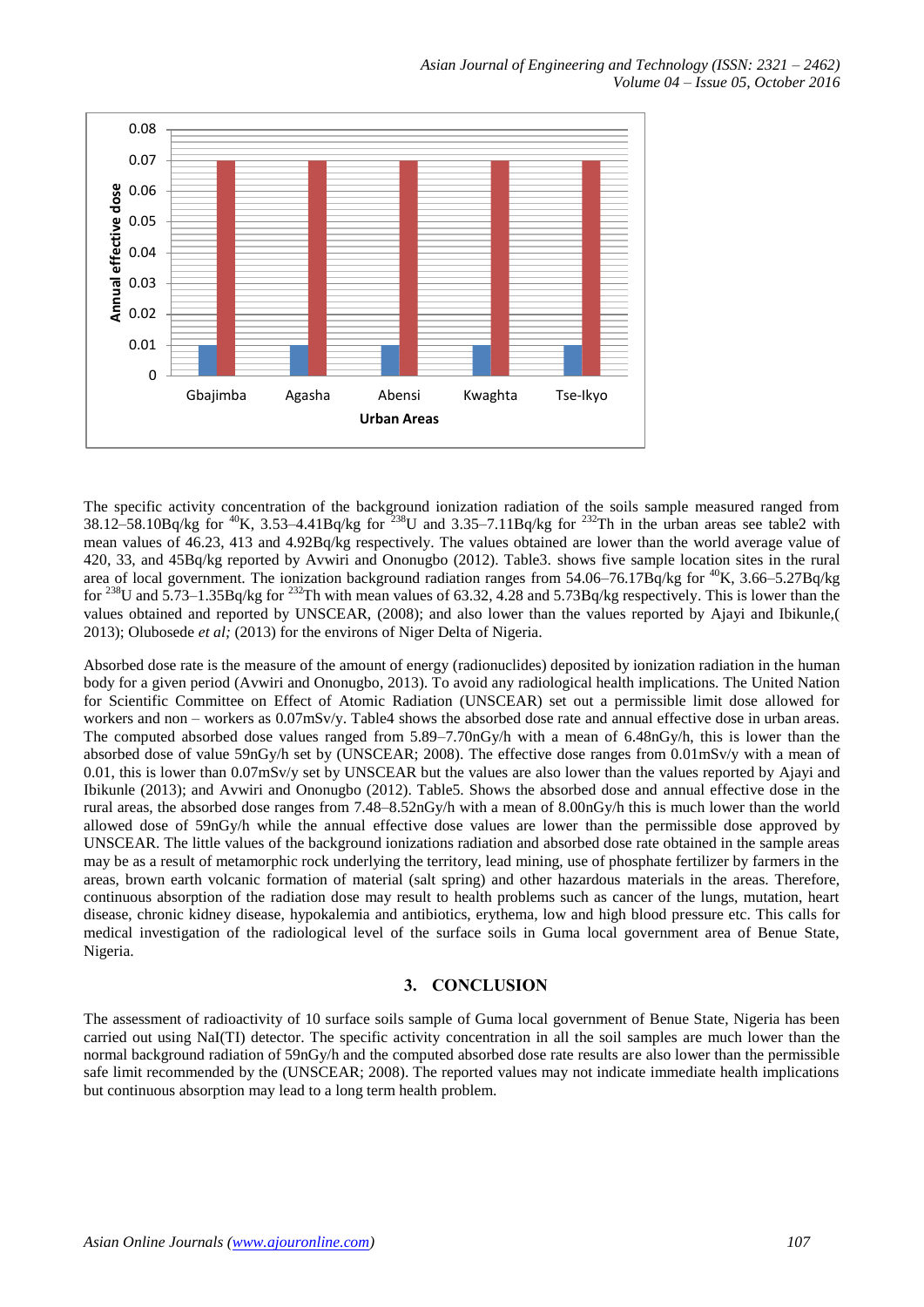The specific activity concentration of the background ionization radiation of the soils sample measured ranged from 38.12–58.10Bq/kg for $^{40}$K, 3.53–4.41Bq/kg for $^{238}$U and 3.35–7.11Bq/kg for $^{232}$Th in the urban areas see table2 with mean values of 46.23, 413 and 4.92Bq/kg respectively. The values obtained are lower than the world average value of 420, 33, and 45Bq/kg reported by Avwiri and Ononugbo (2012). Table3. shows five sample location sites in the rural area of local government. The ionization background radiation ranges from 54.06–76.17Bq/kg for $^{40}$K, 3.66–5.27Bq/kg for $^{238}$U and 5.73–1.35Bq/kg for $^{232}$Th with mean values of 63.32, 4.28 and 5.73Bq/kg respectively. This is lower than the values obtained and reported by UNSCEAR, (2008); and also lower than the values reported by Ajayi and Ibikunle,( 2013); Olubosede *et al;* (2013) for the environs of Niger Delta of Nigeria.

Absorbed dose rate is the measure of the amount of energy (radionuclides) deposited by ionization radiation in the human body for a given period (Avwiri and Ononugbo, 2013). To avoid any radiological health implications. The United Nation for Scientific Committee on Effect of Atomic Radiation (UNSCEAR) set out a permissible limit dose allowed for workers and non – workers as 0.07mSv/y. Table4 shows the absorbed dose rate and annual effective dose in urban areas. The computed absorbed dose values ranged from 5.89–7.70nGy/h with a mean of 6.48nGy/h, this is lower than the absorbed dose of value 59nGy/h set by (UNSCEAR; 2008). The effective dose ranges from 0.01mSv/y with a mean of 0.01, this is lower than 0.07mSv/y set by UNSCEAR but the values are also lower than the values reported by Ajayi and Ibikunle (2013); and Avwiri and Ononugbo (2012). Table5. Shows the absorbed dose and annual effective dose in the rural areas, the absorbed dose ranges from 7.48–8.52nGy/h with a mean of 8.00nGy/h this is much lower than the world allowed dose of 59nGy/h while the annual effective dose values are lower than the permissible dose approved by UNSCEAR. The little values of the background ionizations radiation and absorbed dose rate obtained in the sample areas may be as a result of metamorphic rock underlying the territory, lead mining, use of phosphate fertilizer by farmers in the areas, brown earth volcanic formation of material (salt spring) and other hazardous materials in the areas. Therefore, continuous absorption of the radiation dose may result to health problems such as cancer of the lungs, mutation, heart disease, chronic kidney disease, hypokalemia and antibiotics, erythema, low and high blood pressure etc. This calls for medical investigation of the radiological level of the surface soils in Guma local government area of Benue State, Nigeria.

## 3. CONCLUSION

The assessment of radioactivity of 10 surface soils sample of Guma local government of Benue State, Nigeria has been carried out using NaI(TI) detector. The specific activity concentration in all the soil samples are much lower than the normal background radiation of 59nGy/h and the computed absorbed dose rate results are also lower than the permissible safe limit recommended by the (UNSCEAR; 2008). The reported values may not indicate immediate health implications but continuous absorption may lead to a long term health problem.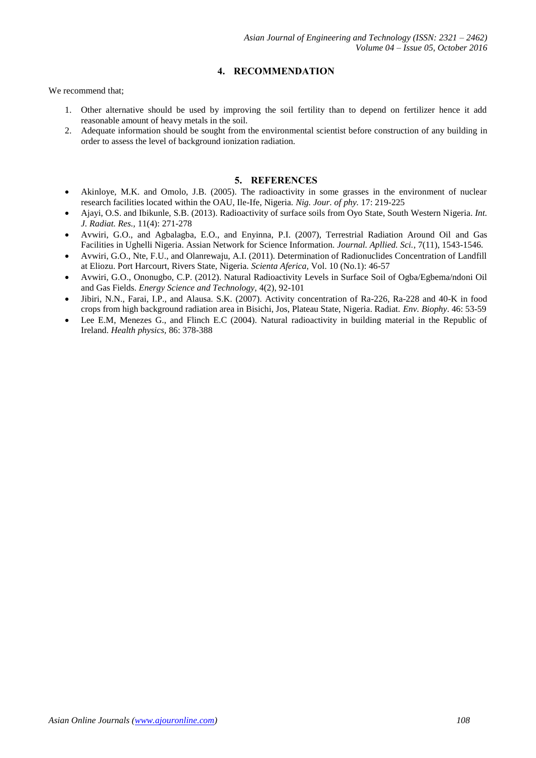## 4. RECOMMENDATION

We recommend that;

1. Other alternative should be used by improving the soil fertility than to depend on fertilizer hence it add reasonable amount of heavy metals in the soil.
2. Adequate information should be sought from the environmental scientist before construction of any building in order to assess the level of background ionization radiation.

## 5. REFERENCES

- Akinloye, M.K. and Omolo, J.B. (2005). The radioactivity in some grasses in the environment of nuclear research facilities located within the OAU, Ile-Ife, Nigeria. *Nig. Jour. of phy.* 17: 219-225
- Ajayi, O.S. and Ibikunle, S.B. (2013). Radioactivity of surface soils from Oyo State, South Western Nigeria. *Int. J. Radiat. Res.,* 11(4): 271-278
- Avwiri, G.O., and Agbalagba, E.O., and Enyinna, P.I. (2007), Terrestrial Radiation Around Oil and Gas Facilities in Ughelli Nigeria. Assian Network for Science Information. *Journal. Apllied. Sci.,* 7(11), 1543-1546.
- Avwiri, G.O., Nte, F.U., and Olanrewaju, A.I. (2011). Determination of Radionuclides Concentration of Landfill at Eliozu. Port Harcourt, Rivers State, Nigeria. *Scienta Aferica,* Vol. 10 (No.1): 46-57
- Avwiri, G.O., Ononugbo, C.P. (2012). Natural Radioactivity Levels in Surface Soil of Ogba/Egbema/ndoni Oil and Gas Fields. *Energy Science and Technology,* 4(2), 92-101
- Jibiri, N.N., Farai, I.P., and Alausa. S.K. (2007). Activity concentration of Ra-226, Ra-228 and 40-K in food crops from high background radiation area in Bisichi, Jos, Plateau State, Nigeria. Radiat. *Env. Biophy*. 46: 53-59
- Lee E.M, Menezes G., and Flinch E.C (2004). Natural radioactivity in building material in the Republic of Ireland. *Health physics,* 86: 378-388